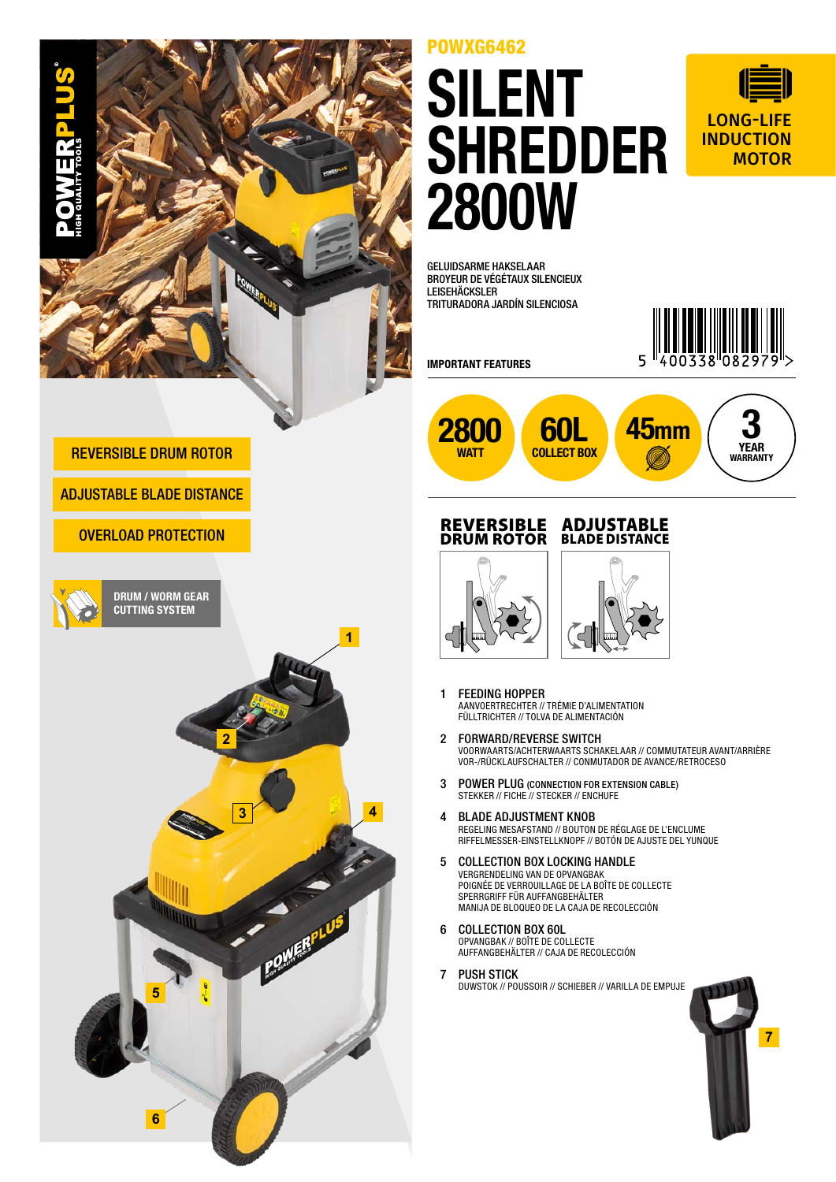POWXG6462

# SILENT SHREDDER 2800W

LONG-LIFE INDUCTION MOTOR

GELUIDSARME HAKSELAAR
BROYEUR DE VÉGÉTAUX SILENCIEUX
LEISEHÄCKSLER
TRITURADORA JARDÍN SILENCIOSA

5 400338 082979

REVERSIBLE DRUM ROTOR

ADJUSTABLE BLADE DISTANCE

OVERLOAD PROTECTION

DRUM / WORM GEAR CUTTING SYSTEM

## IMPORTANT FEATURES

- 2800 WATT
- 60L COLLECT BOX
- 45mm
- 3 YEAR WARRANTY

**REVERSIBLE DRUM ROTOR**

**ADJUSTABLE BLADE DISTANCE**

1. **FEEDING HOPPER**
   AANVOERTRECHTER // TRÉMIE D'ALIMENTATION
   FÜLLTRICHTER // TOLVA DE ALIMENTACIÓN
2. **FORWARD/REVERSE SWITCH**
   VOORWAARTS/ACHTERWAARTS SCHAKELAAR // COMMUTATEUR AVANT/ARRIÈRE
   VOR-/RÜCKLAUFSCHALTER // CONMUTADOR DE AVANCE/RETROCESO
3. **POWER PLUG** (CONNECTION FOR EXTENSION CABLE)
   STEKKER // FICHE // STECKER // ENCHUFE
4. **BLADE ADJUSTMENT KNOB**
   REGELING MESAFSTAND // BOUTON DE RÉGLAGE DE L'ENCLUME
   RIFFELMESSER-EINSTELLKNOPF // BOTÓN DE AJUSTE DEL YUNQUE
5. **COLLECTION BOX LOCKING HANDLE**
   VERGRENDELING VAN DE OPVANGBAK
   POIGNÉE DE VERROUILLAGE DE LA BOÎTE DE COLLECTE
   SPERRGRIFF FÜR AUFFANGBEHÄLTER
   MANIJA DE BLOQUEO DE LA CAJA DE RECOLECCIÓN
6. **COLLECTION BOX 60L**
   OPVANGBAK // BOÎTE DE COLLECTE
   AUFFANGBEHÄLTER // CAJA DE RECOLECCIÓN
7. **PUSH STICK**
   DUWSTOK // POUSSOIR // SCHIEBER // VARILLA DE EMPUJE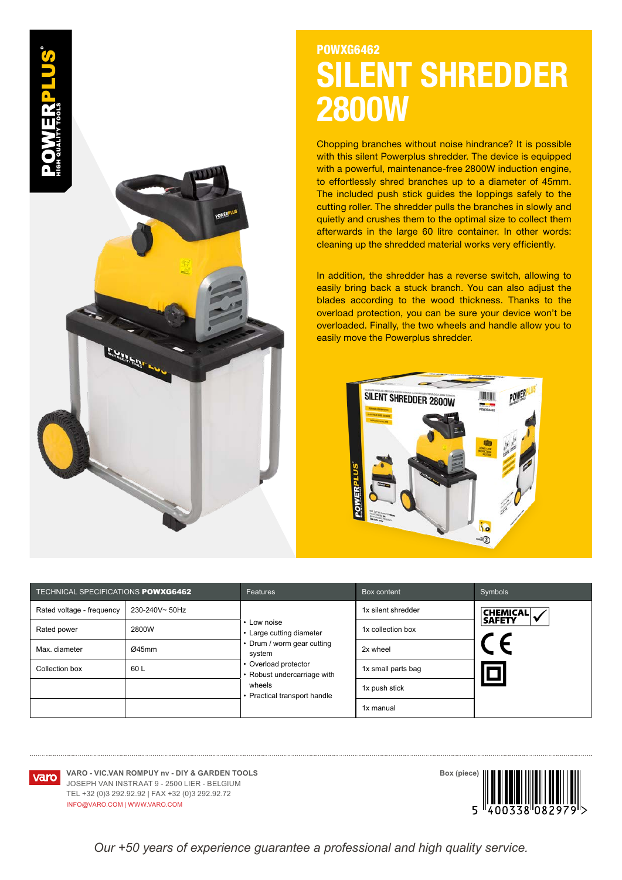POWXG6462

# SILENT SHREDDER 2800W

Chopping branches without noise hindrance? It is possible with this silent Powerplus shredder. The device is equipped with a powerful, maintenance-free 2800W induction engine, to effortlessly shred branches up to a diameter of 45mm. The included push stick guides the loppings safely to the cutting roller. The shredder pulls the branches in slowly and quietly and crushes them to the optimal size to collect them afterwards in the large 60 litre container. In other words: cleaning up the shredded material works very efficiently.

In addition, the shredder has a reverse switch, allowing to easily bring back a stuck branch. You can also adjust the blades according to the wood thickness. Thanks to the overload protection, you can be sure your device won't be overloaded. Finally, the two wheels and handle allow you to easily move the Powerplus shredder.

| TECHNICAL SPECIFICATIONS **POWXG6462** | | Features | Box content | Symbols |
|---|---|---|---|---|
| Rated voltage - frequency | 230-240V~ 50Hz | • Low noise<br>• Large cutting diameter<br>• Drum / worm gear cutting system<br>• Overload protector<br>• Robust undercarriage with wheels<br>• Practical transport handle | 1x silent shredder | CHEMICAL SAFETY, CE |
| Rated power | 2800W | | 1x collection box | |
| Max. diameter | Ø45mm | | 2x wheel | |
| Collection box | 60 L | | 1x small parts bag | |
| | | | 1x push stick | |
| | | | 1x manual | |

**VARO - VIC.VAN ROMPUY nv - DIY & GARDEN TOOLS**
JOSEPH VAN INSTRAAT 9 - 2500 LIER - BELGIUM
TEL +32 (0)3 292.92.92 | FAX +32 (0)3 292.92.72
INFO@VARO.COM | WWW.VARO.COM

Box (piece) 5 400338 082979

*Our +50 years of experience guarantee a professional and high quality service.*